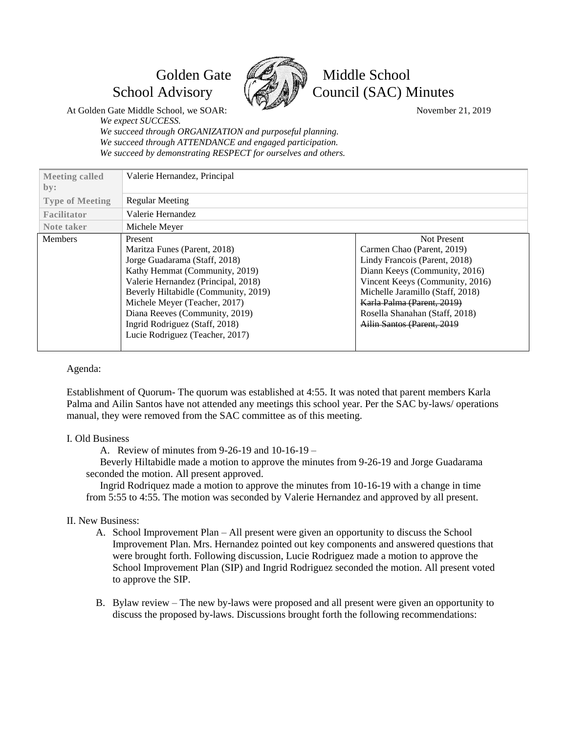# Golden Gate Middle School
# School Advisory Council (SAC) Minutes

At Golden Gate Middle School, we SOAR:

November 21, 2019

*We expect SUCCESS.*
*We succeed through ORGANIZATION and purposeful planning.*
*We succeed through ATTENDANCE and engaged participation.*
*We succeed by demonstrating RESPECT for ourselves and others.*

| | | |
|---|---|---|
| **Meeting called by:** | Valerie Hernandez, Principal | |
| **Type of Meeting** | Regular Meeting | |
| **Facilitator** | Valerie Hernandez | |
| **Note taker** | Michele Meyer | |
| Members | Present<br>Maritza Funes (Parent, 2018)<br>Jorge Guadarama (Staff, 2018)<br>Kathy Hemmat (Community, 2019)<br>Valerie Hernandez (Principal, 2018)<br>Beverly Hiltabidle (Community, 2019)<br>Michele Meyer (Teacher, 2017)<br>Diana Reeves (Community, 2019)<br>Ingrid Rodriguez (Staff, 2018)<br>Lucie Rodriguez (Teacher, 2017) | Not Present<br>Carmen Chao (Parent, 2019)<br>Lindy Francois (Parent, 2018)<br>Diann Keeys (Community, 2016)<br>Vincent Keeys (Community, 2016)<br>Michelle Jaramillo (Staff, 2018)<br>~~Karla Palma (Parent, 2019)~~<br>Rosella Shanahan (Staff, 2018)<br>~~Ailin Santos (Parent, 2019~~ |

Agenda:

Establishment of Quorum- The quorum was established at 4:55. It was noted that parent members Karla Palma and Ailin Santos have not attended any meetings this school year. Per the SAC by-laws/ operations manual, they were removed from the SAC committee as of this meeting.

I. Old Business

A. Review of minutes from 9-26-19 and 10-16-19 –

Beverly Hiltabidle made a motion to approve the minutes from 9-26-19 and Jorge Guadarama seconded the motion. All present approved.

Ingrid Rodriquez made a motion to approve the minutes from 10-16-19 with a change in time from 5:55 to 4:55. The motion was seconded by Valerie Hernandez and approved by all present.

II. New Business:

A. School Improvement Plan – All present were given an opportunity to discuss the School Improvement Plan. Mrs. Hernandez pointed out key components and answered questions that were brought forth. Following discussion, Lucie Rodriguez made a motion to approve the School Improvement Plan (SIP) and Ingrid Rodriguez seconded the motion. All present voted to approve the SIP.

B. Bylaw review – The new by-laws were proposed and all present were given an opportunity to discuss the proposed by-laws. Discussions brought forth the following recommendations: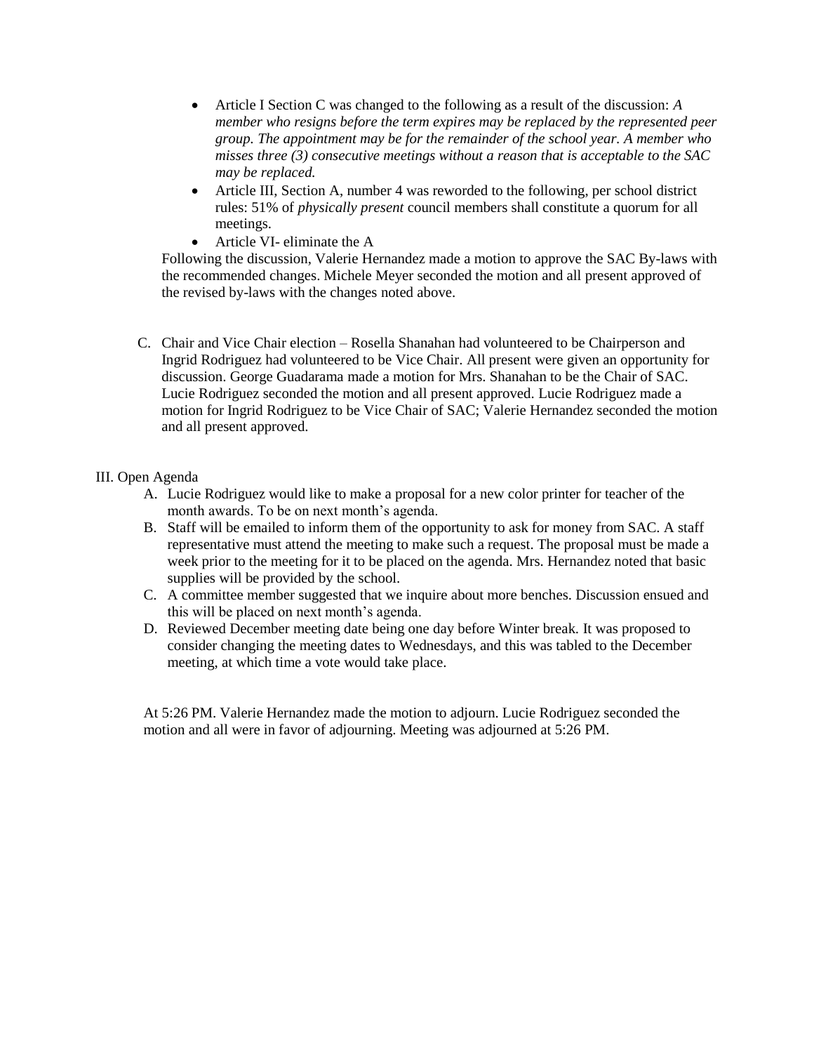- Article I Section C was changed to the following as a result of the discussion: *A member who resigns before the term expires may be replaced by the represented peer group. The appointment may be for the remainder of the school year. A member who misses three (3) consecutive meetings without a reason that is acceptable to the SAC may be replaced.*
- Article III, Section A, number 4 was reworded to the following, per school district rules: 51% of *physically present* council members shall constitute a quorum for all meetings.
- Article VI- eliminate the A

Following the discussion, Valerie Hernandez made a motion to approve the SAC By-laws with the recommended changes. Michele Meyer seconded the motion and all present approved of the revised by-laws with the changes noted above.

C. Chair and Vice Chair election – Rosella Shanahan had volunteered to be Chairperson and Ingrid Rodriguez had volunteered to be Vice Chair. All present were given an opportunity for discussion. George Guadarama made a motion for Mrs. Shanahan to be the Chair of SAC. Lucie Rodriguez seconded the motion and all present approved. Lucie Rodriguez made a motion for Ingrid Rodriguez to be Vice Chair of SAC; Valerie Hernandez seconded the motion and all present approved.

III. Open Agenda

A. Lucie Rodriguez would like to make a proposal for a new color printer for teacher of the month awards. To be on next month's agenda.

B. Staff will be emailed to inform them of the opportunity to ask for money from SAC. A staff representative must attend the meeting to make such a request. The proposal must be made a week prior to the meeting for it to be placed on the agenda. Mrs. Hernandez noted that basic supplies will be provided by the school.

C. A committee member suggested that we inquire about more benches. Discussion ensued and this will be placed on next month's agenda.

D. Reviewed December meeting date being one day before Winter break. It was proposed to consider changing the meeting dates to Wednesdays, and this was tabled to the December meeting, at which time a vote would take place.

At 5:26 PM. Valerie Hernandez made the motion to adjourn. Lucie Rodriguez seconded the motion and all were in favor of adjourning. Meeting was adjourned at 5:26 PM.